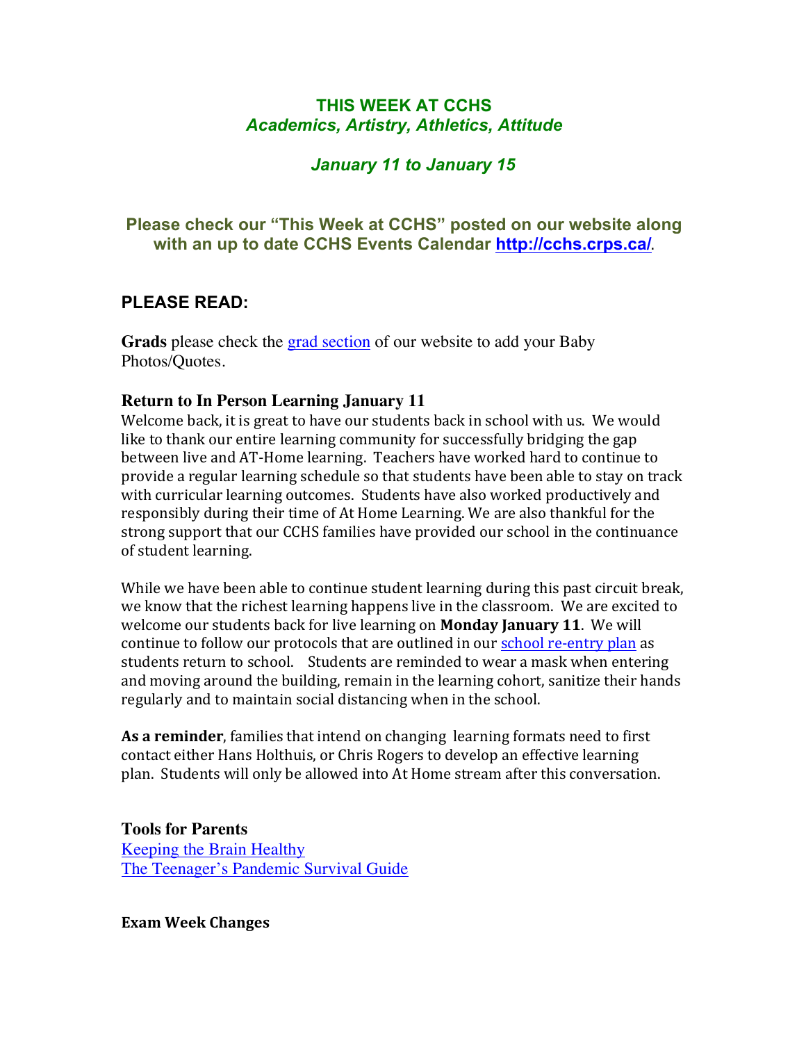# THIS WEEK AT CCHS
*Academics, Artistry, Athletics, Attitude*

*January 11 to January 15*

**Please check our "This Week at CCHS" posted on our website along with an up to date CCHS Events Calendar [http://cchs.crps.ca/](http://cchs.crps.ca/).**

## PLEASE READ:

**Grads** please check the [grad section](#) of our website to add your Baby Photos/Quotes.

### Return to In Person Learning January 11

Welcome back, it is great to have our students back in school with us. We would like to thank our entire learning community for successfully bridging the gap between live and AT-Home learning. Teachers have worked hard to continue to provide a regular learning schedule so that students have been able to stay on track with curricular learning outcomes. Students have also worked productively and responsibly during their time of At Home Learning. We are also thankful for the strong support that our CCHS families have provided our school in the continuance of student learning.

While we have been able to continue student learning during this past circuit break, we know that the richest learning happens live in the classroom. We are excited to welcome our students back for live learning on **Monday January 11**. We will continue to follow our protocols that are outlined in our [school re-entry plan](#) as students return to school. Students are reminded to wear a mask when entering and moving around the building, remain in the learning cohort, sanitize their hands regularly and to maintain social distancing when in the school.

**As a reminder**, families that intend on changing learning formats need to first contact either Hans Holthuis, or Chris Rogers to develop an effective learning plan. Students will only be allowed into At Home stream after this conversation.

### Tools for Parents

[Keeping the Brain Healthy](#)
[The Teenager's Pandemic Survival Guide](#)

### Exam Week Changes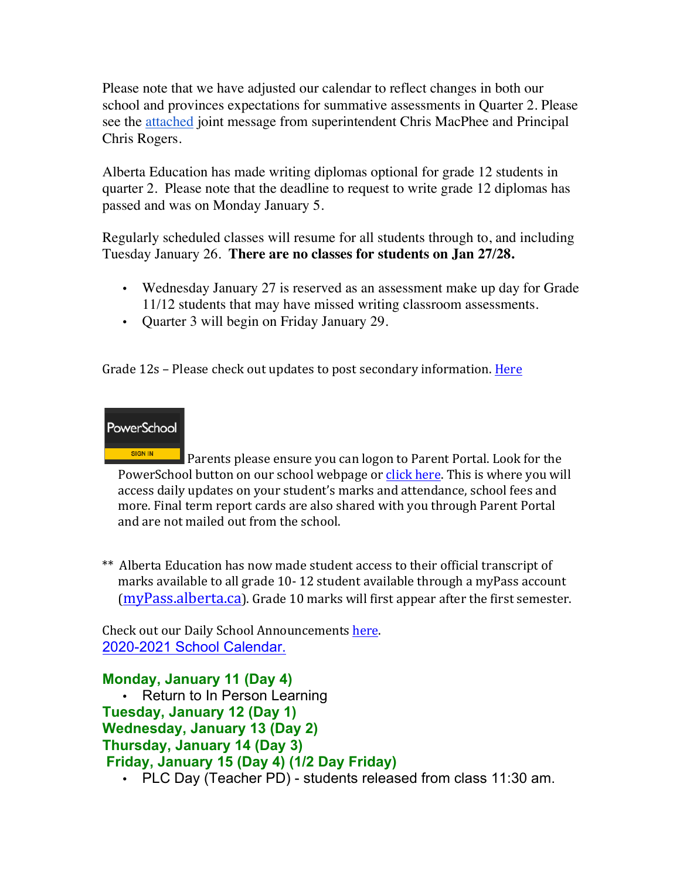Please note that we have adjusted our calendar to reflect changes in both our school and provinces expectations for summative assessments in Quarter 2. Please see the attached joint message from superintendent Chris MacPhee and Principal Chris Rogers.

Alberta Education has made writing diplomas optional for grade 12 students in quarter 2. Please note that the deadline to request to write grade 12 diplomas has passed and was on Monday January 5.

Regularly scheduled classes will resume for all students through to, and including Tuesday January 26. **There are no classes for students on Jan 27/28.**

- Wednesday January 27 is reserved as an assessment make up day for Grade 11/12 students that may have missed writing classroom assessments.
- Quarter 3 will begin on Friday January 29.

Grade 12s – Please check out updates to post secondary information. Here

PowerSchool SIGN IN Parents please ensure you can logon to Parent Portal. Look for the PowerSchool button on our school webpage or click here. This is where you will access daily updates on your student's marks and attendance, school fees and more. Final term report cards are also shared with you through Parent Portal and are not mailed out from the school.

** Alberta Education has now made student access to their official transcript of marks available to all grade 10- 12 student available through a myPass account (myPass.alberta.ca). Grade 10 marks will first appear after the first semester.

Check out our Daily School Announcements here.
2020-2021 School Calendar.

**Monday, January 11 (Day 4)**
- Return to In Person Learning

**Tuesday, January 12 (Day 1)**
**Wednesday, January 13 (Day 2)**
**Thursday, January 14 (Day 3)**
**Friday, January 15 (Day 4) (1/2 Day Friday)**
- PLC Day (Teacher PD) - students released from class 11:30 am.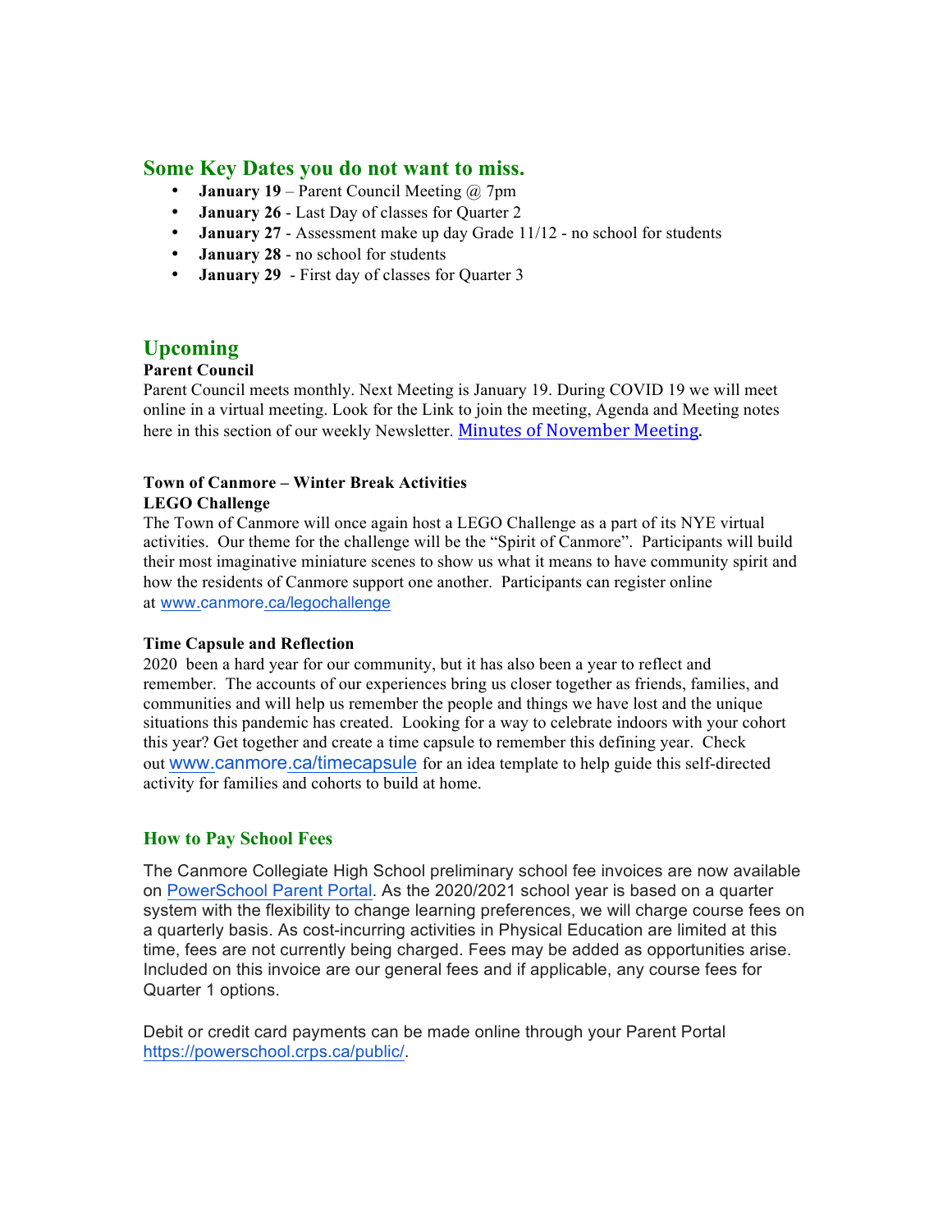## Some Key Dates you do not want to miss.

- **January 19** – Parent Council Meeting @ 7pm
- **January 26** - Last Day of classes for Quarter 2
- **January 27** - Assessment make up day Grade 11/12 - no school for students
- **January 28** - no school for students
- **January 29** - First day of classes for Quarter 3

## Upcoming

**Parent Council**

Parent Council meets monthly. Next Meeting is January 19. During COVID 19 we will meet online in a virtual meeting. Look for the Link to join the meeting, Agenda and Meeting notes here in this section of our weekly Newsletter. Minutes of November Meeting.

**Town of Canmore – Winter Break Activities**

**LEGO Challenge**

The Town of Canmore will once again host a LEGO Challenge as a part of its NYE virtual activities. Our theme for the challenge will be the "Spirit of Canmore". Participants will build their most imaginative miniature scenes to show us what it means to have community spirit and how the residents of Canmore support one another. Participants can register online at www.canmore.ca/legochallenge

**Time Capsule and Reflection**

2020 been a hard year for our community, but it has also been a year to reflect and remember. The accounts of our experiences bring us closer together as friends, families, and communities and will help us remember the people and things we have lost and the unique situations this pandemic has created. Looking for a way to celebrate indoors with your cohort this year? Get together and create a time capsule to remember this defining year. Check out www.canmore.ca/timecapsule for an idea template to help guide this self-directed activity for families and cohorts to build at home.

### How to Pay School Fees

The Canmore Collegiate High School preliminary school fee invoices are now available on PowerSchool Parent Portal. As the 2020/2021 school year is based on a quarter system with the flexibility to change learning preferences, we will charge course fees on a quarterly basis. As cost-incurring activities in Physical Education are limited at this time, fees are not currently being charged. Fees may be added as opportunities arise. Included on this invoice are our general fees and if applicable, any course fees for Quarter 1 options.

Debit or credit card payments can be made online through your Parent Portal https://powerschool.crps.ca/public/.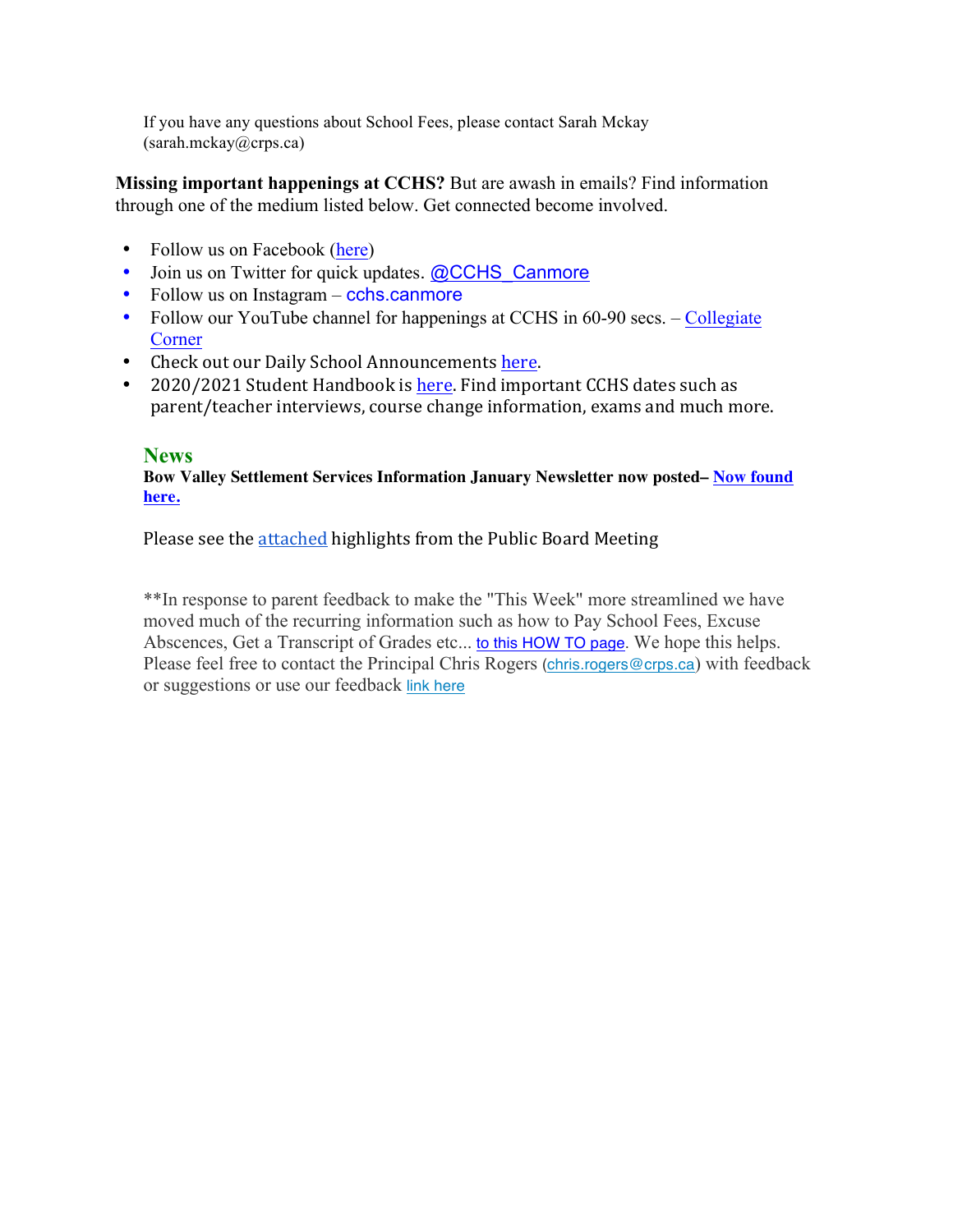If you have any questions about School Fees, please contact Sarah Mckay (sarah.mckay@crps.ca)

**Missing important happenings at CCHS?** But are awash in emails? Find information through one of the medium listed below. Get connected become involved.

- Follow us on Facebook (here)
- Join us on Twitter for quick updates. @CCHS_Canmore
- Follow us on Instagram – cchs.canmore
- Follow our YouTube channel for happenings at CCHS in 60-90 secs. – Collegiate Corner
- Check out our Daily School Announcements here.
- 2020/2021 Student Handbook is here. Find important CCHS dates such as parent/teacher interviews, course change information, exams and much more.

## News

**Bow Valley Settlement Services Information January Newsletter now posted– Now found here.**

Please see the attached highlights from the Public Board Meeting

**In response to parent feedback to make the "This Week" more streamlined we have moved much of the recurring information such as how to Pay School Fees, Excuse Abscences, Get a Transcript of Grades etc... to this HOW TO page. We hope this helps. Please feel free to contact the Principal Chris Rogers (chris.rogers@crps.ca) with feedback or suggestions or use our feedback link here